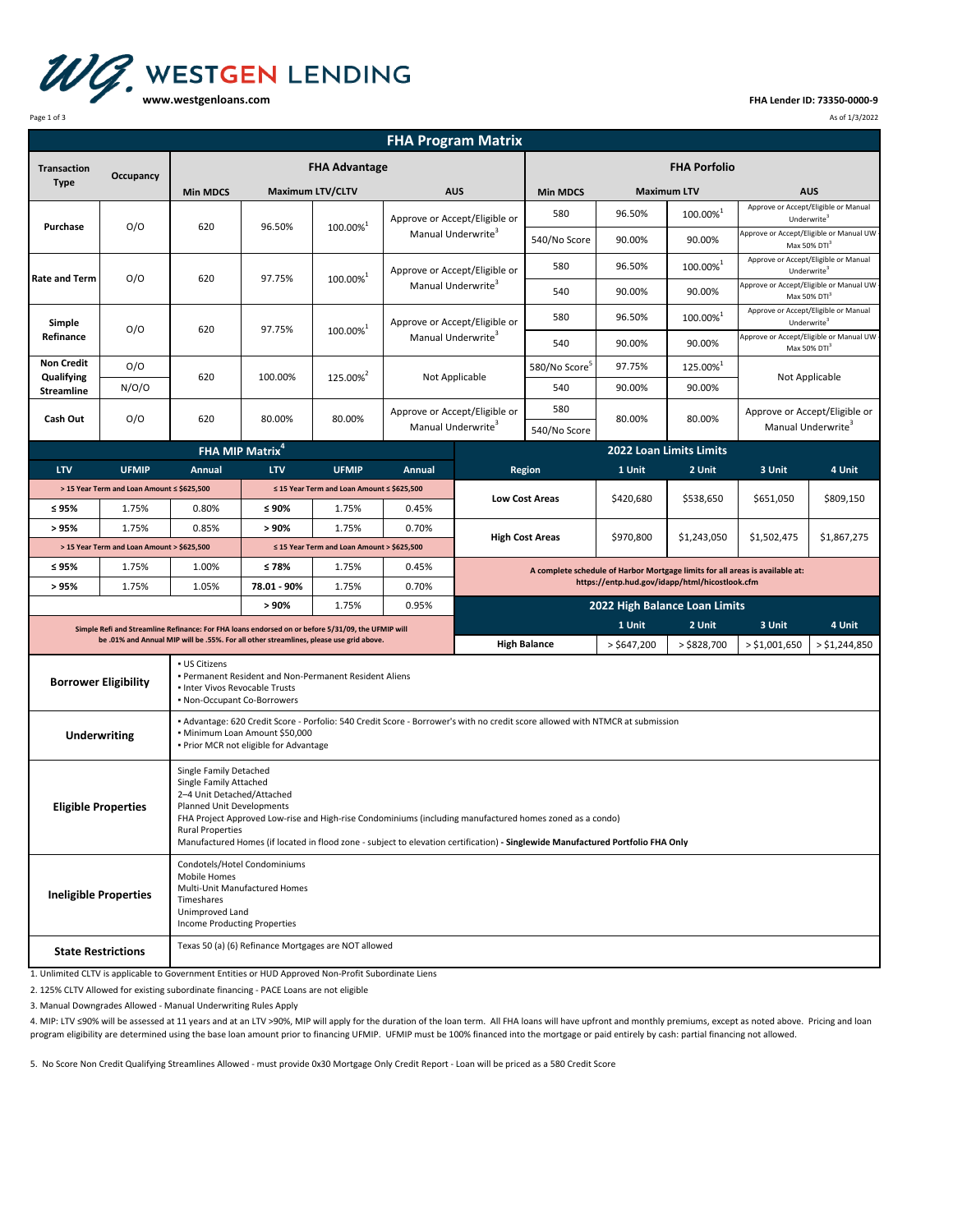# WESTGEN LENDING

www.westgenloans.com

FHA Lender ID: 73350-0000-9

As of 1/3/2022

## FHA Program Matrix

| Transaction Type | Occupancy | FHA Advantage | | | | FHA Porfolio | | | |
|---|---|---|---|---|---|---|---|---|---|
| | | Min MDCS | Maximum LTV/CLTV | | AUS | Min MDCS | Maximum LTV | | AUS |
| Purchase | O/O | 620 | 96.50% | 100.00%[1] | Approve or Accept/Eligible or Manual Underwrite[3] | 580 | 96.50% | 100.00%[1] | Approve or Accept/Eligible or Manual Underwrite[3] |
| | | | | | | 540/No Score | 90.00% | 90.00% | Approve or Accept/Eligible or Manual UW - Max 50% DTI[3] |
| Rate and Term | O/O | 620 | 97.75% | 100.00%[1] | Approve or Accept/Eligible or Manual Underwrite[3] | 580 | 96.50% | 100.00%[1] | Approve or Accept/Eligible or Manual Underwrite[3] |
| | | | | | | 540 | 90.00% | 90.00% | Approve or Accept/Eligible or Manual UW - Max 50% DTI[3] |
| Simple Refinance | O/O | 620 | 97.75% | 100.00%[1] | Approve or Accept/Eligible or Manual Underwrite[3] | 580 | 96.50% | 100.00%[1] | Approve or Accept/Eligible or Manual Underwrite[3] |
| | | | | | | 540 | 90.00% | 90.00% | Approve or Accept/Eligible or Manual UW - Max 50% DTI[3] |
| Non Credit Qualifying Streamline | O/O | 620 | 100.00% | 125.00%[2] | Not Applicable | 580/No Score[5] | 97.75% | 125.00%[1] | Not Applicable |
| | N/O/O | | | | | 540 | 90.00% | 90.00% | |
| Cash Out | O/O | 620 | 80.00% | 80.00% | Approve or Accept/Eligible or Manual Underwrite[3] | 580 / 540/No Score | 80.00% | 80.00% | Approve or Accept/Eligible or Manual Underwrite[3] |

## FHA MIP Matrix[4]

| LTV | UFMIP | Annual | LTV | UFMIP | Annual |
|---|---|---|---|---|---|
| > 15 Year Term and Loan Amount ≤ $625,500 | | | ≤ 15 Year Term and Loan Amount ≤ $625,500 | | |
| ≤ 95% | 1.75% | 0.80% | ≤ 90% | 1.75% | 0.45% |
| > 95% | 1.75% | 0.85% | > 90% | 1.75% | 0.70% |
| > 15 Year Term and Loan Amount > $625,500 | | | ≤ 15 Year Term and Loan Amount > $625,500 | | |
| ≤ 95% | 1.75% | 1.00% | ≤ 78% | 1.75% | 0.45% |
| > 95% | 1.75% | 1.05% | 78.01 - 90% | 1.75% | 0.70% |
| | | | > 90% | 1.75% | 0.95% |

Simple Refi and Streamline Refinance: For FHA loans endorsed on or before 5/31/09, the UFMIP will be .01% and Annual MIP will be .55%. For all other streamlines, please use grid above.

## 2022 Loan Limits Limits

| Region | 1 Unit | 2 Unit | 3 Unit | 4 Unit |
|---|---|---|---|---|
| Low Cost Areas | $420,680 | $538,650 | $651,050 | $809,150 |
| High Cost Areas | $970,800 | $1,243,050 | $1,502,475 | $1,867,275 |

A complete schedule of Harbor Mortgage limits for all areas is available at: https://entp.hud.gov/idapp/html/hicostlook.cfm

## 2022 High Balance Loan Limits

| | 1 Unit | 2 Unit | 3 Unit | 4 Unit |
|---|---|---|---|---|
| High Balance | > $647,200 | > $828,700 | > $1,001,650 | > $1,244,850 |

| | |
|---|---|
| **Borrower Eligibility** | • US Citizens<br>• Permanent Resident and Non-Permanent Resident Aliens<br>• Inter Vivos Revocable Trusts<br>• Non-Occupant Co-Borrowers |
| **Underwriting** | • Advantage: 620 Credit Score - Porfolio: 540 Credit Score - Borrower's with no credit score allowed with NTMCR at submission<br>• Minimum Loan Amount $50,000<br>• Prior MCR not eligible for Advantage |
| **Eligible Properties** | Single Family Detached<br>Single Family Attached<br>2–4 Unit Detached/Attached<br>Planned Unit Developments<br>FHA Project Approved Low-rise and High-rise Condominiums (including manufactured homes zoned as a condo)<br>Rural Properties<br>Manufactured Homes (if located in flood zone - subject to elevation certification) - **Singlewide Manufactured Portfolio FHA Only** |
| **Ineligible Properties** | Condotels/Hotel Condominiums<br>Mobile Homes<br>Multi-Unit Manufactured Homes<br>Timeshares<br>Unimproved Land<br>Income Producting Properties |
| **State Restrictions** | Texas 50 (a) (6) Refinance Mortgages are NOT allowed |

1. Unlimited CLTV is applicable to Government Entities or HUD Approved Non-Profit Subordinate Liens

2. 125% CLTV Allowed for existing subordinate financing - PACE Loans are not eligible

3. Manual Downgrades Allowed - Manual Underwriting Rules Apply

4. MIP: LTV ≤90% will be assessed at 11 years and at an LTV >90%, MIP will apply for the duration of the loan term. All FHA loans will have upfront and monthly premiums, except as noted above. Pricing and loan program eligibility are determined using the base loan amount prior to financing UFMIP. UFMIP must be 100% financed into the mortgage or paid entirely by cash: partial financing not allowed.

5. No Score Non Credit Qualifying Streamlines Allowed - must provide 0x30 Mortgage Only Credit Report - Loan will be priced as a 580 Credit Score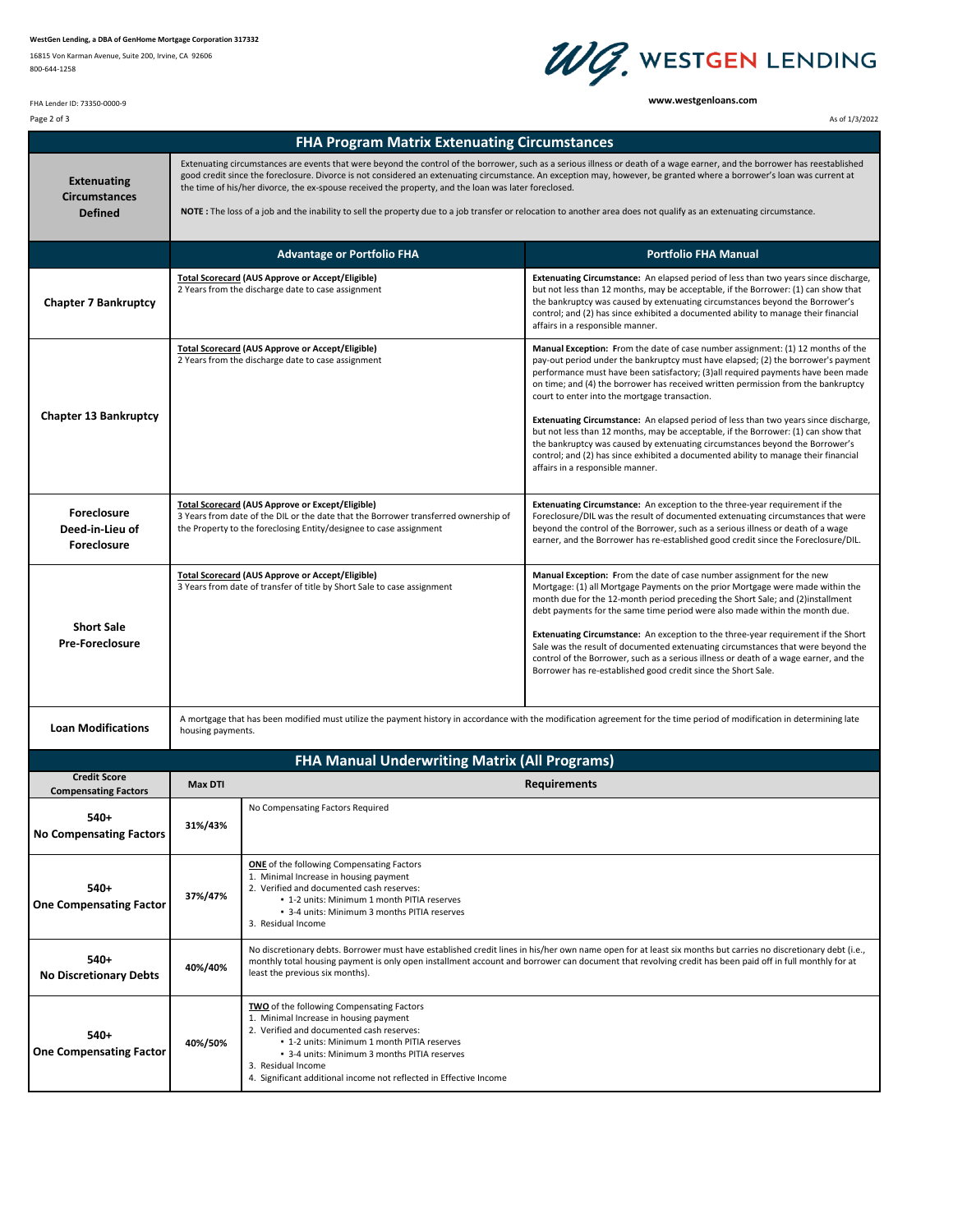WestGen Lending, a DBA of GenHome Mortgage Corporation 317332

16815 Von Karman Avenue, Suite 200, Irvine, CA 92606

800-644-1258

FHA Lender ID: 73350-0000-9

**WESTGEN LENDING**

www.westgenloans.com

As of 1/3/2022

## FHA Program Matrix Extenuating Circumstances

| | | |
|---|---|---|
| **Extenuating Circumstances Defined** | Extenuating circumstances are events that were beyond the control of the borrower, such as a serious illness or death of a wage earner, and the borrower has reestablished good credit since the foreclosure. Divorce is not considered an extenuating circumstance. An exception may, however, be granted where a borrower's loan was current at the time of his/her divorce, the ex-spouse received the property, and the loan was later foreclosed.<br><br>**NOTE :** The loss of a job and the inability to sell the property due to a job transfer or relocation to another area does not qualify as an extenuating circumstance. | |
| | **Advantage or Portfolio FHA** | **Portfolio FHA Manual** |
| **Chapter 7 Bankruptcy** | **Total Scorecard (AUS Approve or Accept/Eligible)**<br>2 Years from the discharge date to case assignment | **Extenuating Circumstance:** An elapsed period of less than two years since discharge, but not less than 12 months, may be acceptable, if the Borrower: (1) can show that the bankruptcy was caused by extenuating circumstances beyond the Borrower's control; and (2) has since exhibited a documented ability to manage their financial affairs in a responsible manner. |
| **Chapter 13 Bankruptcy** | **Total Scorecard (AUS Approve or Accept/Eligible)**<br>2 Years from the discharge date to case assignment | **Manual Exception: F**rom the date of case number assignment: (1) 12 months of the pay-out period under the bankruptcy must have elapsed; (2) the borrower's payment performance must have been satisfactory; (3)all required payments have been made on time; and (4) the borrower has received written permission from the bankruptcy court to enter into the mortgage transaction.<br><br>**Extenuating Circumstance:** An elapsed period of less than two years since discharge, but not less than 12 months, may be acceptable, if the Borrower: (1) can show that the bankruptcy was caused by extenuating circumstances beyond the Borrower's control; and (2) has since exhibited a documented ability to manage their financial affairs in a responsible manner. |
| **Foreclosure Deed-in-Lieu of Foreclosure** | **Total Scorecard (AUS Approve or Except/Eligible)**<br>3 Years from date of the DIL or the date that the Borrower transferred ownership of the Property to the foreclosing Entity/designee to case assignment | **Extenuating Circumstance:** An exception to the three-year requirement if the Foreclosure/DIL was the result of documented extenuating circumstances that were beyond the control of the Borrower, such as a serious illness or death of a wage earner, and the Borrower has re-established good credit since the Foreclosure/DIL. |
| **Short Sale Pre-Foreclosure** | **Total Scorecard (AUS Approve or Accept/Eligible)**<br>3 Years from date of transfer of title by Short Sale to case assignment | **Manual Exception: F**rom the date of case number assignment for the new Mortgage: (1) all Mortgage Payments on the prior Mortgage were made within the month due for the 12-month period preceding the Short Sale; and (2)installment debt payments for the same time period were also made within the month due.<br><br>**Extenuating Circumstance:** An exception to the three-year requirement if the Short Sale was the result of documented extenuating circumstances that were beyond the control of the Borrower, such as a serious illness or death of a wage earner, and the Borrower has re-established good credit since the Short Sale. |
| **Loan Modifications** | A mortgage that has been modified must utilize the payment history in accordance with the modification agreement for the time period of modification in determining late housing payments. | |

## FHA Manual Underwriting Matrix (All Programs)

| Credit Score Compensating Factors | Max DTI | Requirements |
|---|---|---|
| **540+ No Compensating Factors** | **31%/43%** | No Compensating Factors Required |
| **540+ One Compensating Factor** | **37%/47%** | **ONE** of the following Compensating Factors<br>1. Minimal Increase in housing payment<br>2. Verified and documented cash reserves:<br>• 1-2 units: Minimum 1 month PITIA reserves<br>• 3-4 units: Minimum 3 months PITIA reserves<br>3. Residual Income |
| **540+ No Discretionary Debts** | **40%/40%** | No discretionary debts. Borrower must have established credit lines in his/her own name open for at least six months but carries no discretionary debt (i.e., monthly total housing payment is only open installment account and borrower can document that revolving credit has been paid off in full monthly for at least the previous six months). |
| **540+ One Compensating Factor** | **40%/50%** | **TWO** of the following Compensating Factors<br>1. Minimal Increase in housing payment<br>2. Verified and documented cash reserves:<br>• 1-2 units: Minimum 1 month PITIA reserves<br>• 3-4 units: Minimum 3 months PITIA reserves<br>3. Residual Income<br>4. Significant additional income not reflected in Effective Income |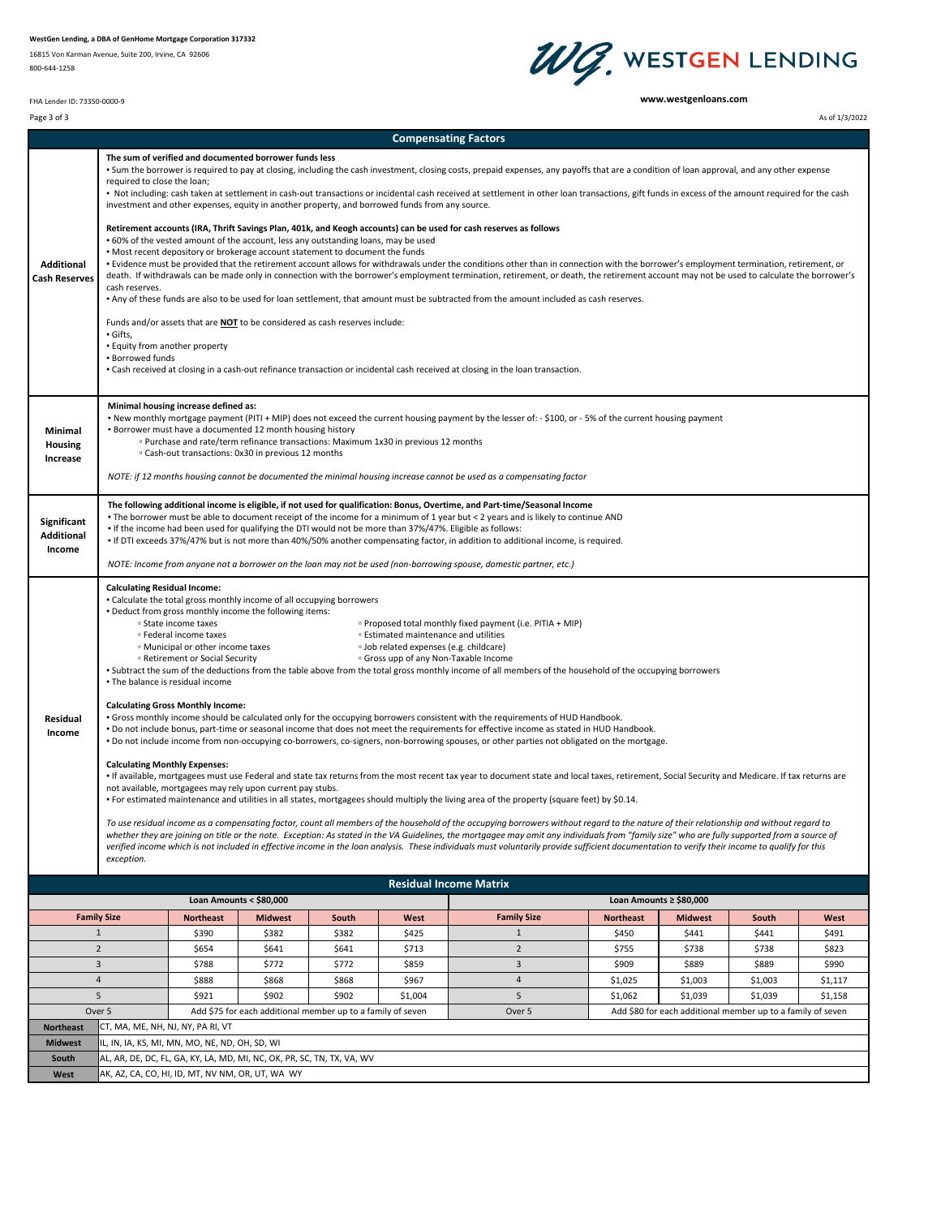WestGen Lending, a DBA of GenHome Mortgage Corporation 317332
16815 Von Karman Avenue, Suite 200, Irvine, CA 92606
800-644-1258

FHA Lender ID: 73350-0000-9

WESTGEN LENDING

www.westgenloans.com

As of 1/3/2022

## Compensating Factors

### Additional Cash Reserves

**The sum of verified and documented borrower funds less**

- Sum the borrower is required to pay at closing, including the cash investment, closing costs, prepaid expenses, any payoffs that are a condition of loan approval, and any other expense required to close the loan;
- Not including: cash taken at settlement in cash-out transactions or incidental cash received at settlement in other loan transactions, gift funds in excess of the amount required for the cash investment and other expenses, equity in another property, and borrowed funds from any source.

**Retirement accounts (IRA, Thrift Savings Plan, 401k, and Keogh accounts) can be used for cash reserves as follows**

- 60% of the vested amount of the account, less any outstanding loans, may be used
- Most recent depository or brokerage account statement to document the funds
- Evidence must be provided that the retirement account allows for withdrawals under the conditions other than in connection with the borrower's employment termination, retirement, or death. If withdrawals can be made only in connection with the borrower's employment termination, retirement, or death, the retirement account may not be used to calculate the borrower's cash reserves.
- Any of these funds are also to be used for loan settlement, that amount must be subtracted from the amount included as cash reserves.

Funds and/or assets that are **NOT** to be considered as cash reserves include:

- Gifts,
- Equity from another property
- Borrowed funds
- Cash received at closing in a cash-out refinance transaction or incidental cash received at closing in the loan transaction.

### Minimal Housing Increase

**Minimal housing increase defined as:**

- New monthly mortgage payment (PITI + MIP) does not exceed the current housing payment by the lesser of: - $100, or - 5% of the current housing payment
- Borrower must have a documented 12 month housing history
  - Purchase and rate/term refinance transactions: Maximum 1x30 in previous 12 months
  - Cash-out transactions: 0x30 in previous 12 months

*NOTE: if 12 months housing cannot be documented the minimal housing increase cannot be used as a compensating factor*

### Significant Additional Income

**The following additional income is eligible, if not used for qualification: Bonus, Overtime, and Part-time/Seasonal Income**

- The borrower must be able to document receipt of the income for a minimum of 1 year but < 2 years and is likely to continue AND
- If the income had been used for qualifying the DTI would not be more than 37%/47%. Eligible as follows:
- If DTI exceeds 37%/47% but is not more than 40%/50% another compensating factor, in addition to additional income, is required.

*NOTE: Income from anyone not a borrower on the loan may not be used (non-borrowing spouse, domestic partner, etc.)*

### Residual Income

**Calculating Residual Income:**

- Calculate the total gross monthly income of all occupying borrowers
- Deduct from gross monthly income the following items:
  - State income taxes
  - Federal income taxes
  - Municipal or other income taxes
  - Retirement or Social Security
  - Proposed total monthly fixed payment (i.e. PITIA + MIP)
  - Estimated maintenance and utilities
  - Job related expenses (e.g. childcare)
  - Gross upp of any Non-Taxable Income
- Subtract the sum of the deductions from the table above from the total gross monthly income of all members of the household of the occupying borrowers
- The balance is residual income

**Calculating Gross Monthly Income:**

- Gross monthly income should be calculated only for the occupying borrowers consistent with the requirements of HUD Handbook.
- Do not include bonus, part-time or seasonal income that does not meet the requirements for effective income as stated in HUD Handbook.
- Do not include income from non-occupying co-borrowers, co-signers, non-borrowing spouses, or other parties not obligated on the mortgage.

**Calculating Monthly Expenses:**

- If available, mortgagees must use Federal and state tax returns from the most recent tax year to document state and local taxes, retirement, Social Security and Medicare. If tax returns are not available, mortgagees may rely upon current pay stubs.
- For estimated maintenance and utilities in all states, mortgagees should multiply the living area of the property (square feet) by $0.14.

*To use residual income as a compensating factor, count all members of the household of the occupying borrowers without regard to the nature of their relationship and without regard to whether they are joining on title or the note. Exception: As stated in the VA Guidelines, the mortgagee may omit any individuals from "family size" who are fully supported from a source of verified income which is not included in effective income in the loan analysis. These individuals must voluntarily provide sufficient documentation to verify their income to qualify for this exception.*

## Residual Income Matrix

| Loan Amounts < $80,000 | | | | | Loan Amounts ≥ $80,000 | | | | |
|---|---|---|---|---|---|---|---|---|---|
| Family Size | Northeast | Midwest | South | West | Family Size | Northeast | Midwest | South | West |
| 1 | $390 | $382 | $382 | $425 | 1 | $450 | $441 | $441 | $491 |
| 2 | $654 | $641 | $641 | $713 | 2 | $755 | $738 | $738 | $823 |
| 3 | $788 | $772 | $772 | $859 | 3 | $909 | $889 | $889 | $990 |
| 4 | $888 | $868 | $868 | $967 | 4 | $1,025 | $1,003 | $1,003 | $1,117 |
| 5 | $921 | $902 | $902 | $1,004 | 5 | $1,062 | $1,039 | $1,039 | $1,158 |
| Over 5 | Add $75 for each additional member up to a family of seven | | | | Over 5 | Add $80 for each additional member up to a family of seven | | | |

| | |
|---|---|
| Northeast | CT, MA, ME, NH, NJ, NY, PA RI, VT |
| Midwest | IL, IN, IA, KS, MI, MN, MO, NE, ND, OH, SD, WI |
| South | AL, AR, DE, DC, FL, GA, KY, LA, MD, MI, NC, OK, PR, SC, TN, TX, VA, WV |
| West | AK, AZ, CA, CO, HI, ID, MT, NV NM, OR, UT, WA WY |